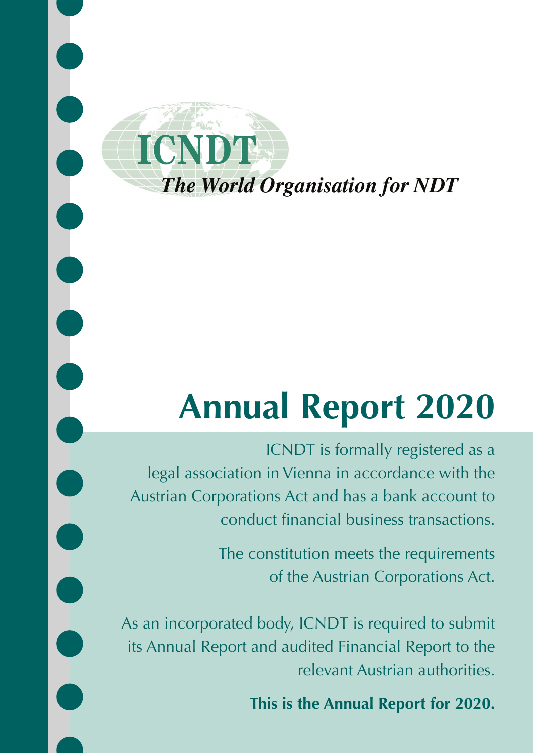**ICNDT**

***The World Organisation for NDT***

# Annual Report 2020

ICNDT is formally registered as a legal association in Vienna in accordance with the Austrian Corporations Act and has a bank account to conduct financial business transactions.

The constitution meets the requirements of the Austrian Corporations Act.

As an incorporated body, ICNDT is required to submit its Annual Report and audited Financial Report to the relevant Austrian authorities.

**This is the Annual Report for 2020.**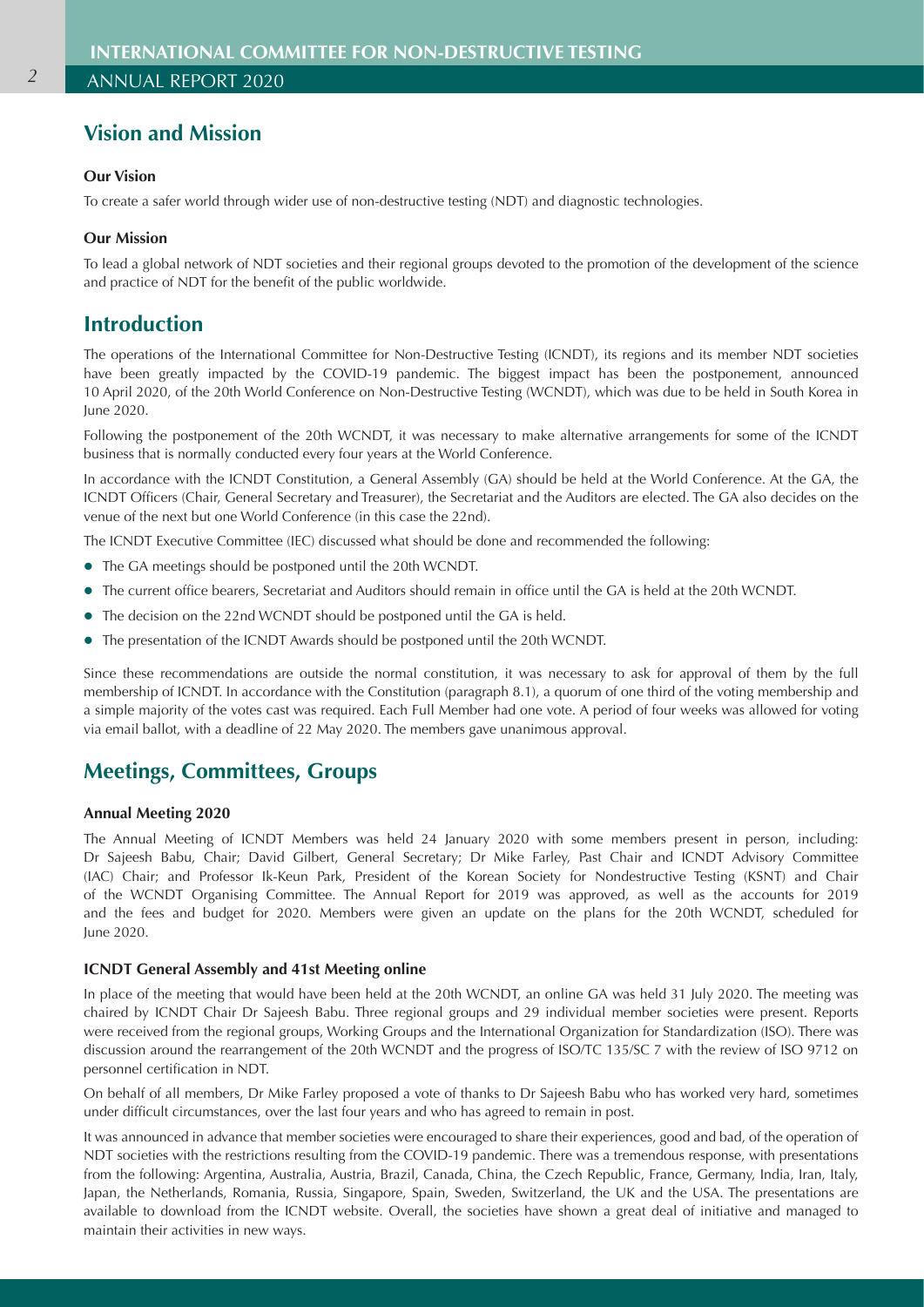## Vision and Mission

### Our Vision

To create a safer world through wider use of non-destructive testing (NDT) and diagnostic technologies.

### Our Mission

To lead a global network of NDT societies and their regional groups devoted to the promotion of the development of the science and practice of NDT for the benefit of the public worldwide.

## Introduction

The operations of the International Committee for Non-Destructive Testing (ICNDT), its regions and its member NDT societies have been greatly impacted by the COVID-19 pandemic. The biggest impact has been the postponement, announced 10 April 2020, of the 20th World Conference on Non-Destructive Testing (WCNDT), which was due to be held in South Korea in June 2020.

Following the postponement of the 20th WCNDT, it was necessary to make alternative arrangements for some of the ICNDT business that is normally conducted every four years at the World Conference.

In accordance with the ICNDT Constitution, a General Assembly (GA) should be held at the World Conference. At the GA, the ICNDT Officers (Chair, General Secretary and Treasurer), the Secretariat and the Auditors are elected. The GA also decides on the venue of the next but one World Conference (in this case the 22nd).

The ICNDT Executive Committee (IEC) discussed what should be done and recommended the following:

- The GA meetings should be postponed until the 20th WCNDT.
- The current office bearers, Secretariat and Auditors should remain in office until the GA is held at the 20th WCNDT.
- The decision on the 22nd WCNDT should be postponed until the GA is held.
- The presentation of the ICNDT Awards should be postponed until the 20th WCNDT.

Since these recommendations are outside the normal constitution, it was necessary to ask for approval of them by the full membership of ICNDT. In accordance with the Constitution (paragraph 8.1), a quorum of one third of the voting membership and a simple majority of the votes cast was required. Each Full Member had one vote. A period of four weeks was allowed for voting via email ballot, with a deadline of 22 May 2020. The members gave unanimous approval.

## Meetings, Committees, Groups

### Annual Meeting 2020

The Annual Meeting of ICNDT Members was held 24 January 2020 with some members present in person, including: Dr Sajeesh Babu, Chair; David Gilbert, General Secretary; Dr Mike Farley, Past Chair and ICNDT Advisory Committee (IAC) Chair; and Professor Ik-Keun Park, President of the Korean Society for Nondestructive Testing (KSNT) and Chair of the WCNDT Organising Committee. The Annual Report for 2019 was approved, as well as the accounts for 2019 and the fees and budget for 2020. Members were given an update on the plans for the 20th WCNDT, scheduled for June 2020.

### ICNDT General Assembly and 41st Meeting online

In place of the meeting that would have been held at the 20th WCNDT, an online GA was held 31 July 2020. The meeting was chaired by ICNDT Chair Dr Sajeesh Babu. Three regional groups and 29 individual member societies were present. Reports were received from the regional groups, Working Groups and the International Organization for Standardization (ISO). There was discussion around the rearrangement of the 20th WCNDT and the progress of ISO/TC 135/SC 7 with the review of ISO 9712 on personnel certification in NDT.

On behalf of all members, Dr Mike Farley proposed a vote of thanks to Dr Sajeesh Babu who has worked very hard, sometimes under difficult circumstances, over the last four years and who has agreed to remain in post.

It was announced in advance that member societies were encouraged to share their experiences, good and bad, of the operation of NDT societies with the restrictions resulting from the COVID-19 pandemic. There was a tremendous response, with presentations from the following: Argentina, Australia, Austria, Brazil, Canada, China, the Czech Republic, France, Germany, India, Iran, Italy, Japan, the Netherlands, Romania, Russia, Singapore, Spain, Sweden, Switzerland, the UK and the USA. The presentations are available to download from the ICNDT website. Overall, the societies have shown a great deal of initiative and managed to maintain their activities in new ways.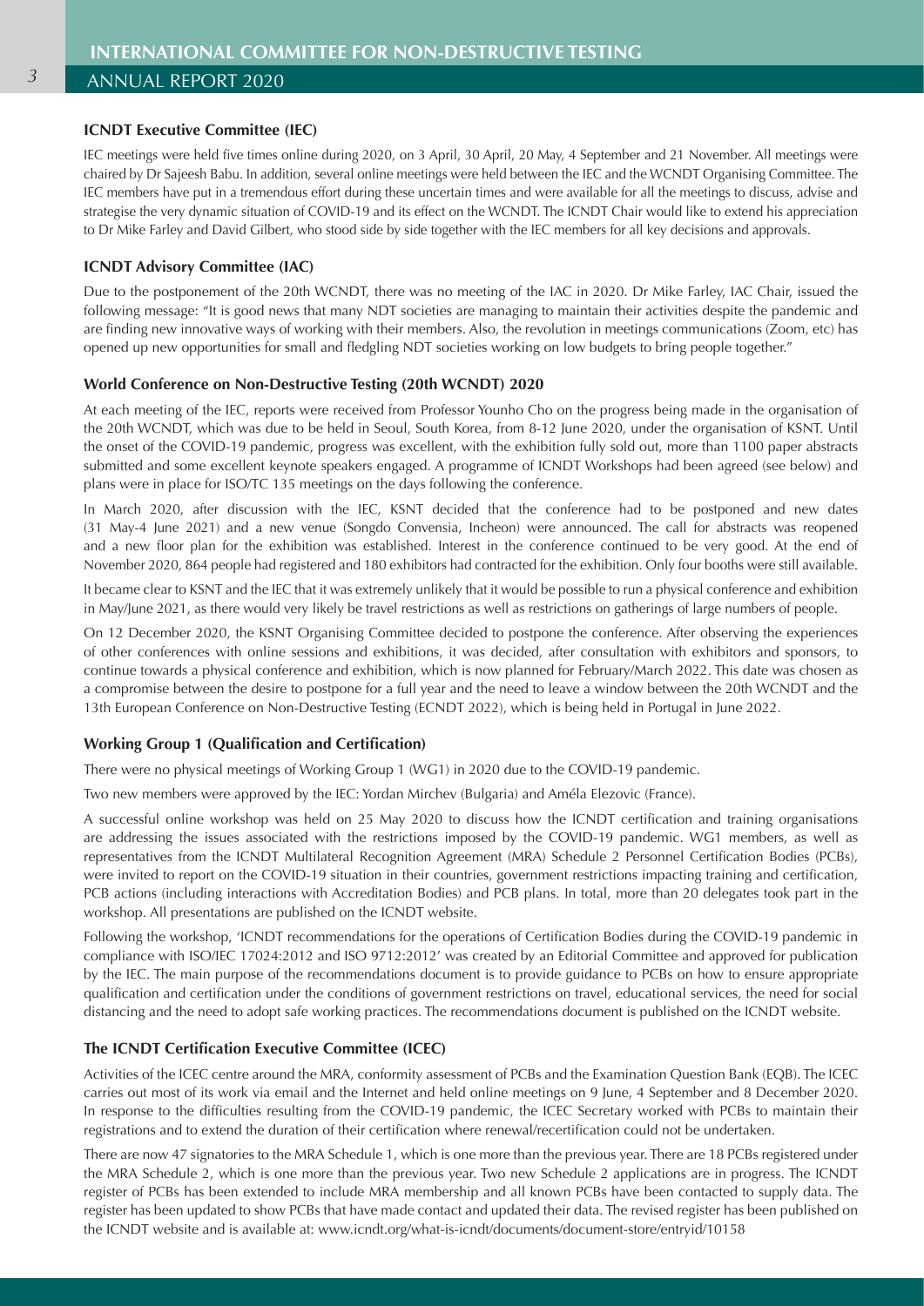### ICNDT Executive Committee (IEC)

IEC meetings were held five times online during 2020, on 3 April, 30 April, 20 May, 4 September and 21 November. All meetings were chaired by Dr Sajeesh Babu. In addition, several online meetings were held between the IEC and the WCNDT Organising Committee. The IEC members have put in a tremendous effort during these uncertain times and were available for all the meetings to discuss, advise and strategise the very dynamic situation of COVID-19 and its effect on the WCNDT. The ICNDT Chair would like to extend his appreciation to Dr Mike Farley and David Gilbert, who stood side by side together with the IEC members for all key decisions and approvals.

### ICNDT Advisory Committee (IAC)

Due to the postponement of the 20th WCNDT, there was no meeting of the IAC in 2020. Dr Mike Farley, IAC Chair, issued the following message: "It is good news that many NDT societies are managing to maintain their activities despite the pandemic and are finding new innovative ways of working with their members. Also, the revolution in meetings communications (Zoom, etc) has opened up new opportunities for small and fledgling NDT societies working on low budgets to bring people together."

### World Conference on Non-Destructive Testing (20th WCNDT) 2020

At each meeting of the IEC, reports were received from Professor Younho Cho on the progress being made in the organisation of the 20th WCNDT, which was due to be held in Seoul, South Korea, from 8-12 June 2020, under the organisation of KSNT. Until the onset of the COVID-19 pandemic, progress was excellent, with the exhibition fully sold out, more than 1100 paper abstracts submitted and some excellent keynote speakers engaged. A programme of ICNDT Workshops had been agreed (see below) and plans were in place for ISO/TC 135 meetings on the days following the conference.

In March 2020, after discussion with the IEC, KSNT decided that the conference had to be postponed and new dates (31 May-4 June 2021) and a new venue (Songdo Convensia, Incheon) were announced. The call for abstracts was reopened and a new floor plan for the exhibition was established. Interest in the conference continued to be very good. At the end of November 2020, 864 people had registered and 180 exhibitors had contracted for the exhibition. Only four booths were still available.

It became clear to KSNT and the IEC that it was extremely unlikely that it would be possible to run a physical conference and exhibition in May/June 2021, as there would very likely be travel restrictions as well as restrictions on gatherings of large numbers of people.

On 12 December 2020, the KSNT Organising Committee decided to postpone the conference. After observing the experiences of other conferences with online sessions and exhibitions, it was decided, after consultation with exhibitors and sponsors, to continue towards a physical conference and exhibition, which is now planned for February/March 2022. This date was chosen as a compromise between the desire to postpone for a full year and the need to leave a window between the 20th WCNDT and the 13th European Conference on Non-Destructive Testing (ECNDT 2022), which is being held in Portugal in June 2022.

### Working Group 1 (Qualification and Certification)

There were no physical meetings of Working Group 1 (WG1) in 2020 due to the COVID-19 pandemic.

Two new members were approved by the IEC: Yordan Mirchev (Bulgaria) and Améla Elezovic (France).

A successful online workshop was held on 25 May 2020 to discuss how the ICNDT certification and training organisations are addressing the issues associated with the restrictions imposed by the COVID-19 pandemic. WG1 members, as well as representatives from the ICNDT Multilateral Recognition Agreement (MRA) Schedule 2 Personnel Certification Bodies (PCBs), were invited to report on the COVID-19 situation in their countries, government restrictions impacting training and certification, PCB actions (including interactions with Accreditation Bodies) and PCB plans. In total, more than 20 delegates took part in the workshop. All presentations are published on the ICNDT website.

Following the workshop, 'ICNDT recommendations for the operations of Certification Bodies during the COVID-19 pandemic in compliance with ISO/IEC 17024:2012 and ISO 9712:2012' was created by an Editorial Committee and approved for publication by the IEC. The main purpose of the recommendations document is to provide guidance to PCBs on how to ensure appropriate qualification and certification under the conditions of government restrictions on travel, educational services, the need for social distancing and the need to adopt safe working practices. The recommendations document is published on the ICNDT website.

### The ICNDT Certification Executive Committee (ICEC)

Activities of the ICEC centre around the MRA, conformity assessment of PCBs and the Examination Question Bank (EQB). The ICEC carries out most of its work via email and the Internet and held online meetings on 9 June, 4 September and 8 December 2020. In response to the difficulties resulting from the COVID-19 pandemic, the ICEC Secretary worked with PCBs to maintain their registrations and to extend the duration of their certification where renewal/recertification could not be undertaken.

There are now 47 signatories to the MRA Schedule 1, which is one more than the previous year. There are 18 PCBs registered under the MRA Schedule 2, which is one more than the previous year. Two new Schedule 2 applications are in progress. The ICNDT register of PCBs has been extended to include MRA membership and all known PCBs have been contacted to supply data. The register has been updated to show PCBs that have made contact and updated their data. The revised register has been published on the ICNDT website and is available at: www.icndt.org/what-is-icndt/documents/document-store/entryid/10158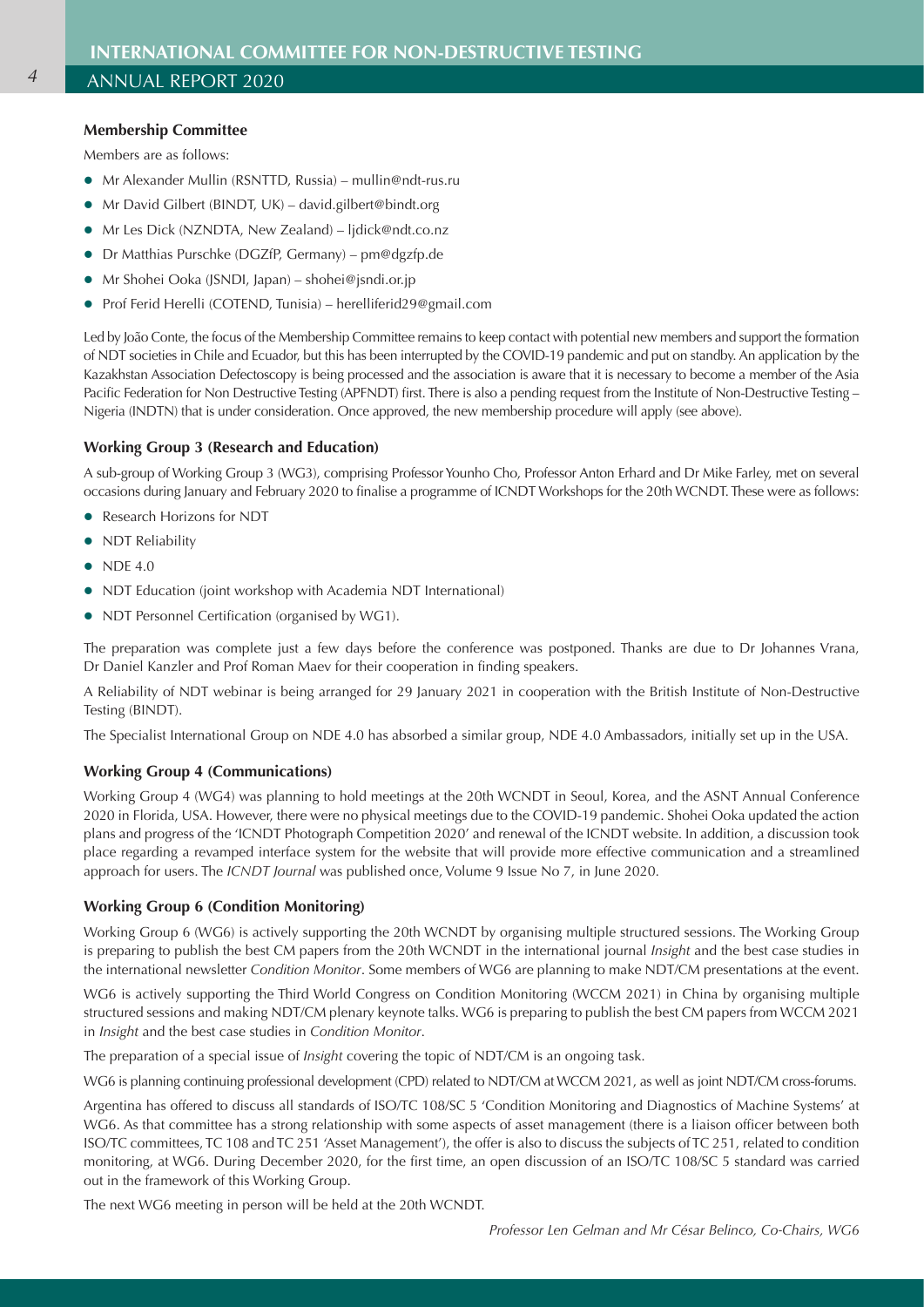### Membership Committee

Members are as follows:

- Mr Alexander Mullin (RSNTTD, Russia) – mullin@ndt-rus.ru
- Mr David Gilbert (BINDT, UK) – david.gilbert@bindt.org
- Mr Les Dick (NZNDTA, New Zealand) – ljdick@ndt.co.nz
- Dr Matthias Purschke (DGZfP, Germany) – pm@dgzfp.de
- Mr Shohei Ooka (JSNDI, Japan) – shohei@jsndi.or.jp
- Prof Ferid Herelli (COTEND, Tunisia) – herelliferid29@gmail.com

Led by João Conte, the focus of the Membership Committee remains to keep contact with potential new members and support the formation of NDT societies in Chile and Ecuador, but this has been interrupted by the COVID-19 pandemic and put on standby. An application by the Kazakhstan Association Defectoscopy is being processed and the association is aware that it is necessary to become a member of the Asia Pacific Federation for Non Destructive Testing (APFNDT) first. There is also a pending request from the Institute of Non-Destructive Testing – Nigeria (INDTN) that is under consideration. Once approved, the new membership procedure will apply (see above).

### Working Group 3 (Research and Education)

A sub-group of Working Group 3 (WG3), comprising Professor Younho Cho, Professor Anton Erhard and Dr Mike Farley, met on several occasions during January and February 2020 to finalise a programme of ICNDT Workshops for the 20th WCNDT. These were as follows:

- Research Horizons for NDT
- NDT Reliability
- NDE 4.0
- NDT Education (joint workshop with Academia NDT International)
- NDT Personnel Certification (organised by WG1).

The preparation was complete just a few days before the conference was postponed. Thanks are due to Dr Johannes Vrana, Dr Daniel Kanzler and Prof Roman Maev for their cooperation in finding speakers.

A Reliability of NDT webinar is being arranged for 29 January 2021 in cooperation with the British Institute of Non-Destructive Testing (BINDT).

The Specialist International Group on NDE 4.0 has absorbed a similar group, NDE 4.0 Ambassadors, initially set up in the USA.

### Working Group 4 (Communications)

Working Group 4 (WG4) was planning to hold meetings at the 20th WCNDT in Seoul, Korea, and the ASNT Annual Conference 2020 in Florida, USA. However, there were no physical meetings due to the COVID-19 pandemic. Shohei Ooka updated the action plans and progress of the 'ICNDT Photograph Competition 2020' and renewal of the ICNDT website. In addition, a discussion took place regarding a revamped interface system for the website that will provide more effective communication and a streamlined approach for users. The *ICNDT Journal* was published once, Volume 9 Issue No 7, in June 2020.

### Working Group 6 (Condition Monitoring)

Working Group 6 (WG6) is actively supporting the 20th WCNDT by organising multiple structured sessions. The Working Group is preparing to publish the best CM papers from the 20th WCNDT in the international journal *Insight* and the best case studies in the international newsletter *Condition Monitor*. Some members of WG6 are planning to make NDT/CM presentations at the event.

WG6 is actively supporting the Third World Congress on Condition Monitoring (WCCM 2021) in China by organising multiple structured sessions and making NDT/CM plenary keynote talks. WG6 is preparing to publish the best CM papers from WCCM 2021 in *Insight* and the best case studies in *Condition Monitor*.

The preparation of a special issue of *Insight* covering the topic of NDT/CM is an ongoing task.

WG6 is planning continuing professional development (CPD) related to NDT/CM at WCCM 2021, as well as joint NDT/CM cross-forums.

Argentina has offered to discuss all standards of ISO/TC 108/SC 5 'Condition Monitoring and Diagnostics of Machine Systems' at WG6. As that committee has a strong relationship with some aspects of asset management (there is a liaison officer between both ISO/TC committees, TC 108 and TC 251 'Asset Management'), the offer is also to discuss the subjects of TC 251, related to condition monitoring, at WG6. During December 2020, for the first time, an open discussion of an ISO/TC 108/SC 5 standard was carried out in the framework of this Working Group.

The next WG6 meeting in person will be held at the 20th WCNDT.

*Professor Len Gelman and Mr César Belinco, Co-Chairs, WG6*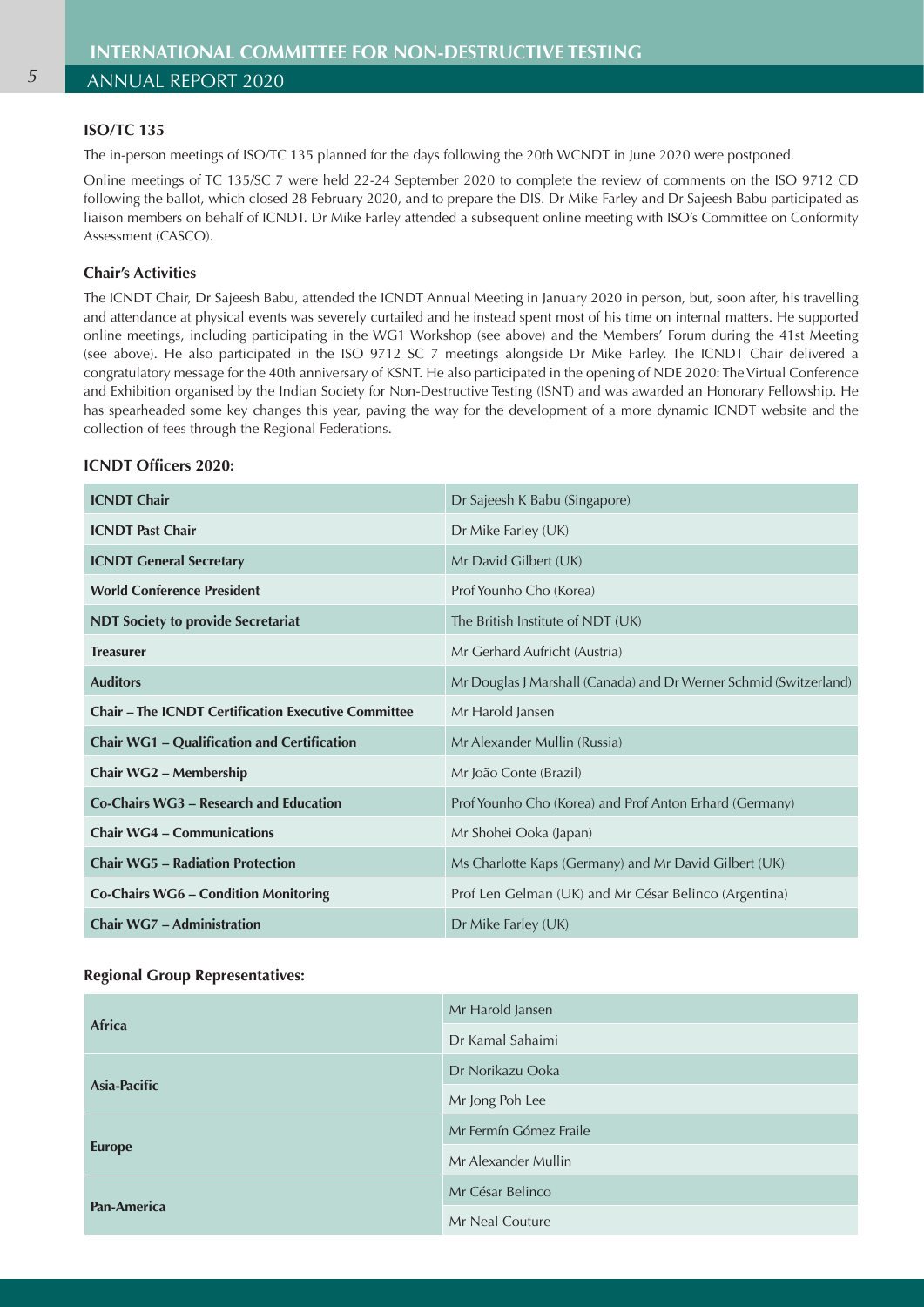### ISO/TC 135

The in-person meetings of ISO/TC 135 planned for the days following the 20th WCNDT in June 2020 were postponed.

Online meetings of TC 135/SC 7 were held 22-24 September 2020 to complete the review of comments on the ISO 9712 CD following the ballot, which closed 28 February 2020, and to prepare the DIS. Dr Mike Farley and Dr Sajeesh Babu participated as liaison members on behalf of ICNDT. Dr Mike Farley attended a subsequent online meeting with ISO's Committee on Conformity Assessment (CASCO).

### Chair's Activities

The ICNDT Chair, Dr Sajeesh Babu, attended the ICNDT Annual Meeting in January 2020 in person, but, soon after, his travelling and attendance at physical events was severely curtailed and he instead spent most of his time on internal matters. He supported online meetings, including participating in the WG1 Workshop (see above) and the Members' Forum during the 41st Meeting (see above). He also participated in the ISO 9712 SC 7 meetings alongside Dr Mike Farley. The ICNDT Chair delivered a congratulatory message for the 40th anniversary of KSNT. He also participated in the opening of NDE 2020: The Virtual Conference and Exhibition organised by the Indian Society for Non-Destructive Testing (ISNT) and was awarded an Honorary Fellowship. He has spearheaded some key changes this year, paving the way for the development of a more dynamic ICNDT website and the collection of fees through the Regional Federations.

### ICNDT Officers 2020:

| | |
|---|---|
| **ICNDT Chair** | Dr Sajeesh K Babu (Singapore) |
| **ICNDT Past Chair** | Dr Mike Farley (UK) |
| **ICNDT General Secretary** | Mr David Gilbert (UK) |
| **World Conference President** | Prof Younho Cho (Korea) |
| **NDT Society to provide Secretariat** | The British Institute of NDT (UK) |
| **Treasurer** | Mr Gerhard Aufricht (Austria) |
| **Auditors** | Mr Douglas J Marshall (Canada) and Dr Werner Schmid (Switzerland) |
| **Chair – The ICNDT Certification Executive Committee** | Mr Harold Jansen |
| **Chair WG1 – Qualification and Certification** | Mr Alexander Mullin (Russia) |
| **Chair WG2 – Membership** | Mr João Conte (Brazil) |
| **Co-Chairs WG3 – Research and Education** | Prof Younho Cho (Korea) and Prof Anton Erhard (Germany) |
| **Chair WG4 – Communications** | Mr Shohei Ooka (Japan) |
| **Chair WG5 – Radiation Protection** | Ms Charlotte Kaps (Germany) and Mr David Gilbert (UK) |
| **Co-Chairs WG6 – Condition Monitoring** | Prof Len Gelman (UK) and Mr César Belinco (Argentina) |
| **Chair WG7 – Administration** | Dr Mike Farley (UK) |

### Regional Group Representatives:

| | |
|---|---|
| **Africa** | Mr Harold Jansen |
| | Dr Kamal Sahaimi |
| **Asia-Pacific** | Dr Norikazu Ooka |
| | Mr Jong Poh Lee |
| **Europe** | Mr Fermín Gómez Fraile |
| | Mr Alexander Mullin |
| **Pan-America** | Mr César Belinco |
| | Mr Neal Couture |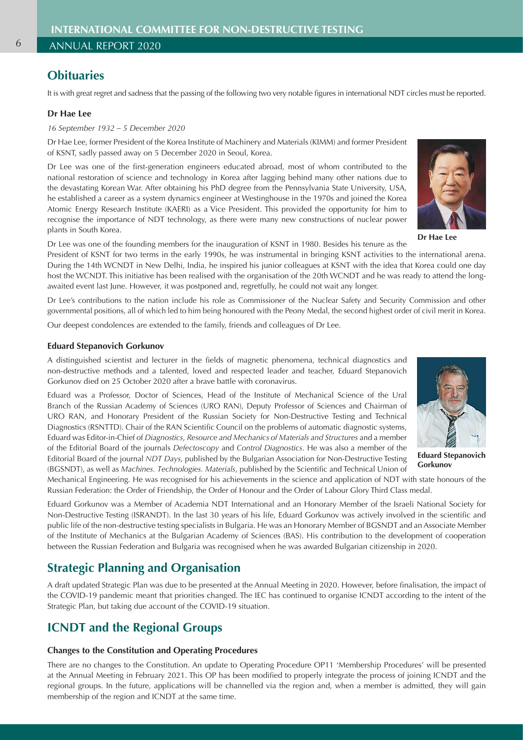## Obituaries

It is with great regret and sadness that the passing of the following two very notable figures in international NDT circles must be reported.

### Dr Hae Lee

*16 September 1932 – 5 December 2020*

Dr Hae Lee, former President of the Korea Institute of Machinery and Materials (KIMM) and former President of KSNT, sadly passed away on 5 December 2020 in Seoul, Korea.

Dr Lee was one of the first-generation engineers educated abroad, most of whom contributed to the national restoration of science and technology in Korea after lagging behind many other nations due to the devastating Korean War. After obtaining his PhD degree from the Pennsylvania State University, USA, he established a career as a system dynamics engineer at Westinghouse in the 1970s and joined the Korea Atomic Energy Research Institute (KAERI) as a Vice President. This provided the opportunity for him to recognise the importance of NDT technology, as there were many new constructions of nuclear power plants in South Korea.

**Dr Hae Lee**

Dr Lee was one of the founding members for the inauguration of KSNT in 1980. Besides his tenure as the President of KSNT for two terms in the early 1990s, he was instrumental in bringing KSNT activities to the international arena. During the 14th WCNDT in New Delhi, India, he inspired his junior colleagues at KSNT with the idea that Korea could one day host the WCNDT. This initiative has been realised with the organisation of the 20th WCNDT and he was ready to attend the long-awaited event last June. However, it was postponed and, regretfully, he could not wait any longer.

Dr Lee's contributions to the nation include his role as Commissioner of the Nuclear Safety and Security Commission and other governmental positions, all of which led to him being honoured with the Peony Medal, the second highest order of civil merit in Korea.

Our deepest condolences are extended to the family, friends and colleagues of Dr Lee.

### Eduard Stepanovich Gorkunov

A distinguished scientist and lecturer in the fields of magnetic phenomena, technical diagnostics and non-destructive methods and a talented, loved and respected leader and teacher, Eduard Stepanovich Gorkunov died on 25 October 2020 after a brave battle with coronavirus.

Eduard was a Professor, Doctor of Sciences, Head of the Institute of Mechanical Science of the Ural Branch of the Russian Academy of Sciences (URO RAN), Deputy Professor of Sciences and Chairman of URO RAN, and Honorary President of the Russian Society for Non-Destructive Testing and Technical Diagnostics (RSNTTD). Chair of the RAN Scientific Council on the problems of automatic diagnostic systems, Eduard was Editor-in-Chief of *Diagnostics, Resource and Mechanics of Materials and Structures* and a member of the Editorial Board of the journals *Defectoscopy* and *Control Diagnostics*. He was also a member of the Editorial Board of the journal *NDT Days*, published by the Bulgarian Association for Non-Destructive Testing (BGSNDT), as well as *Machines. Technologies. Materials*, published by the Scientific and Technical Union of Mechanical Engineering. He was recognised for his achievements in the science and application of NDT with state honours of the Russian Federation: the Order of Friendship, the Order of Honour and the Order of Labour Glory Third Class medal.

**Eduard Stepanovich Gorkunov**

Eduard Gorkunov was a Member of Academia NDT International and an Honorary Member of the Israeli National Society for Non-Destructive Testing (ISRANDT). In the last 30 years of his life, Eduard Gorkunov was actively involved in the scientific and public life of the non-destructive testing specialists in Bulgaria. He was an Honorary Member of BGSNDT and an Associate Member of the Institute of Mechanics at the Bulgarian Academy of Sciences (BAS). His contribution to the development of cooperation between the Russian Federation and Bulgaria was recognised when he was awarded Bulgarian citizenship in 2020.

## Strategic Planning and Organisation

A draft updated Strategic Plan was due to be presented at the Annual Meeting in 2020. However, before finalisation, the impact of the COVID-19 pandemic meant that priorities changed. The IEC has continued to organise ICNDT according to the intent of the Strategic Plan, but taking due account of the COVID-19 situation.

## ICNDT and the Regional Groups

### Changes to the Constitution and Operating Procedures

There are no changes to the Constitution. An update to Operating Procedure OP11 'Membership Procedures' will be presented at the Annual Meeting in February 2021. This OP has been modified to properly integrate the process of joining ICNDT and the regional groups. In the future, applications will be channelled via the region and, when a member is admitted, they will gain membership of the region and ICNDT at the same time.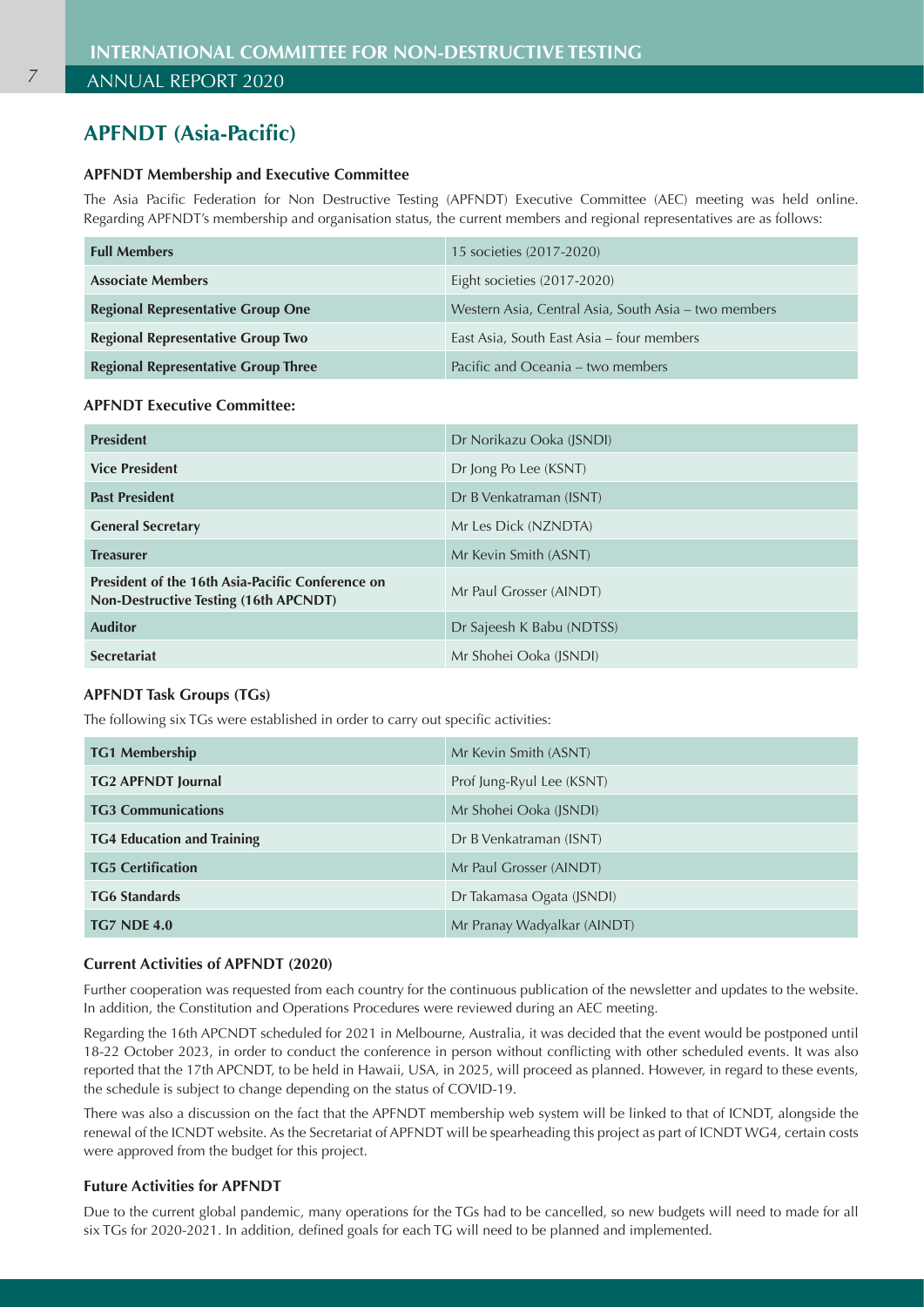## APFNDT (Asia-Pacific)

### APFNDT Membership and Executive Committee

The Asia Pacific Federation for Non Destructive Testing (APFNDT) Executive Committee (AEC) meeting was held online. Regarding APFNDT's membership and organisation status, the current members and regional representatives are as follows:

| | |
|---|---|
| **Full Members** | 15 societies (2017-2020) |
| **Associate Members** | Eight societies (2017-2020) |
| **Regional Representative Group One** | Western Asia, Central Asia, South Asia – two members |
| **Regional Representative Group Two** | East Asia, South East Asia – four members |
| **Regional Representative Group Three** | Pacific and Oceania – two members |

### APFNDT Executive Committee:

| | |
|---|---|
| **President** | Dr Norikazu Ooka (JSNDI) |
| **Vice President** | Dr Jong Po Lee (KSNT) |
| **Past President** | Dr B Venkatraman (ISNT) |
| **General Secretary** | Mr Les Dick (NZNDTA) |
| **Treasurer** | Mr Kevin Smith (ASNT) |
| **President of the 16th Asia-Pacific Conference on Non-Destructive Testing (16th APCNDT)** | Mr Paul Grosser (AINDT) |
| **Auditor** | Dr Sajeesh K Babu (NDTSS) |
| **Secretariat** | Mr Shohei Ooka (JSNDI) |

### APFNDT Task Groups (TGs)

The following six TGs were established in order to carry out specific activities:

| | |
|---|---|
| **TG1 Membership** | Mr Kevin Smith (ASNT) |
| **TG2 APFNDT Journal** | Prof Jung-Ryul Lee (KSNT) |
| **TG3 Communications** | Mr Shohei Ooka (JSNDI) |
| **TG4 Education and Training** | Dr B Venkatraman (ISNT) |
| **TG5 Certification** | Mr Paul Grosser (AINDT) |
| **TG6 Standards** | Dr Takamasa Ogata (JSNDI) |
| **TG7 NDE 4.0** | Mr Pranay Wadyalkar (AINDT) |

### Current Activities of APFNDT (2020)

Further cooperation was requested from each country for the continuous publication of the newsletter and updates to the website. In addition, the Constitution and Operations Procedures were reviewed during an AEC meeting.

Regarding the 16th APCNDT scheduled for 2021 in Melbourne, Australia, it was decided that the event would be postponed until 18-22 October 2023, in order to conduct the conference in person without conflicting with other scheduled events. It was also reported that the 17th APCNDT, to be held in Hawaii, USA, in 2025, will proceed as planned. However, in regard to these events, the schedule is subject to change depending on the status of COVID-19.

There was also a discussion on the fact that the APFNDT membership web system will be linked to that of ICNDT, alongside the renewal of the ICNDT website. As the Secretariat of APFNDT will be spearheading this project as part of ICNDT WG4, certain costs were approved from the budget for this project.

### Future Activities for APFNDT

Due to the current global pandemic, many operations for the TGs had to be cancelled, so new budgets will need to made for all six TGs for 2020-2021. In addition, defined goals for each TG will need to be planned and implemented.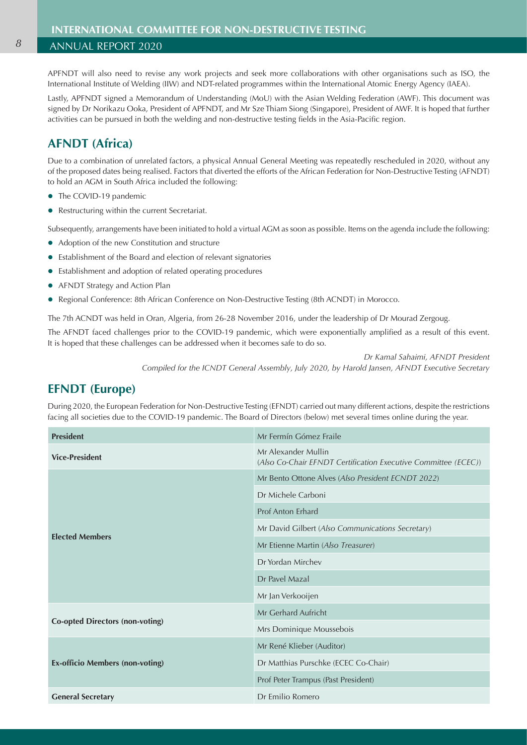APFNDT will also need to revise any work projects and seek more collaborations with other organisations such as ISO, the International Institute of Welding (IIW) and NDT-related programmes within the International Atomic Energy Agency (IAEA).

Lastly, APFNDT signed a Memorandum of Understanding (MoU) with the Asian Welding Federation (AWF). This document was signed by Dr Norikazu Ooka, President of APFNDT, and Mr Sze Thiam Siong (Singapore), President of AWF. It is hoped that further activities can be pursued in both the welding and non-destructive testing fields in the Asia-Pacific region.

## AFNDT (Africa)

Due to a combination of unrelated factors, a physical Annual General Meeting was repeatedly rescheduled in 2020, without any of the proposed dates being realised. Factors that diverted the efforts of the African Federation for Non-Destructive Testing (AFNDT) to hold an AGM in South Africa included the following:

- The COVID-19 pandemic
- Restructuring within the current Secretariat.

Subsequently, arrangements have been initiated to hold a virtual AGM as soon as possible. Items on the agenda include the following:

- Adoption of the new Constitution and structure
- Establishment of the Board and election of relevant signatories
- Establishment and adoption of related operating procedures
- AFNDT Strategy and Action Plan
- Regional Conference: 8th African Conference on Non-Destructive Testing (8th ACNDT) in Morocco.

The 7th ACNDT was held in Oran, Algeria, from 26-28 November 2016, under the leadership of Dr Mourad Zergoug.

The AFNDT faced challenges prior to the COVID-19 pandemic, which were exponentially amplified as a result of this event. It is hoped that these challenges can be addressed when it becomes safe to do so.

*Dr Kamal Sahaimi, AFNDT President*
*Compiled for the ICNDT General Assembly, July 2020, by Harold Jansen, AFNDT Executive Secretary*

## EFNDT (Europe)

During 2020, the European Federation for Non-Destructive Testing (EFNDT) carried out many different actions, despite the restrictions facing all societies due to the COVID-19 pandemic. The Board of Directors (below) met several times online during the year.

| **President** | Mr Fermín Gómez Fraile |
|---|---|
| **Vice-President** | Mr Alexander Mullin (*Also Co-Chair EFNDT Certification Executive Committee (ECEC)*) |
| **Elected Members** | Mr Bento Ottone Alves (*Also President ECNDT 2022*) |
| | Dr Michele Carboni |
| | Prof Anton Erhard |
| | Mr David Gilbert (*Also Communications Secretary*) |
| | Mr Etienne Martin (*Also Treasurer*) |
| | Dr Yordan Mirchev |
| | Dr Pavel Mazal |
| | Mr Jan Verkooijen |
| **Co-opted Directors (non-voting)** | Mr Gerhard Aufricht |
| | Mrs Dominique Moussebois |
| **Ex-officio Members (non-voting)** | Mr René Klieber (Auditor) |
| | Dr Matthias Purschke (ECEC Co-Chair) |
| | Prof Peter Trampus (Past President) |
| **General Secretary** | Dr Emilio Romero |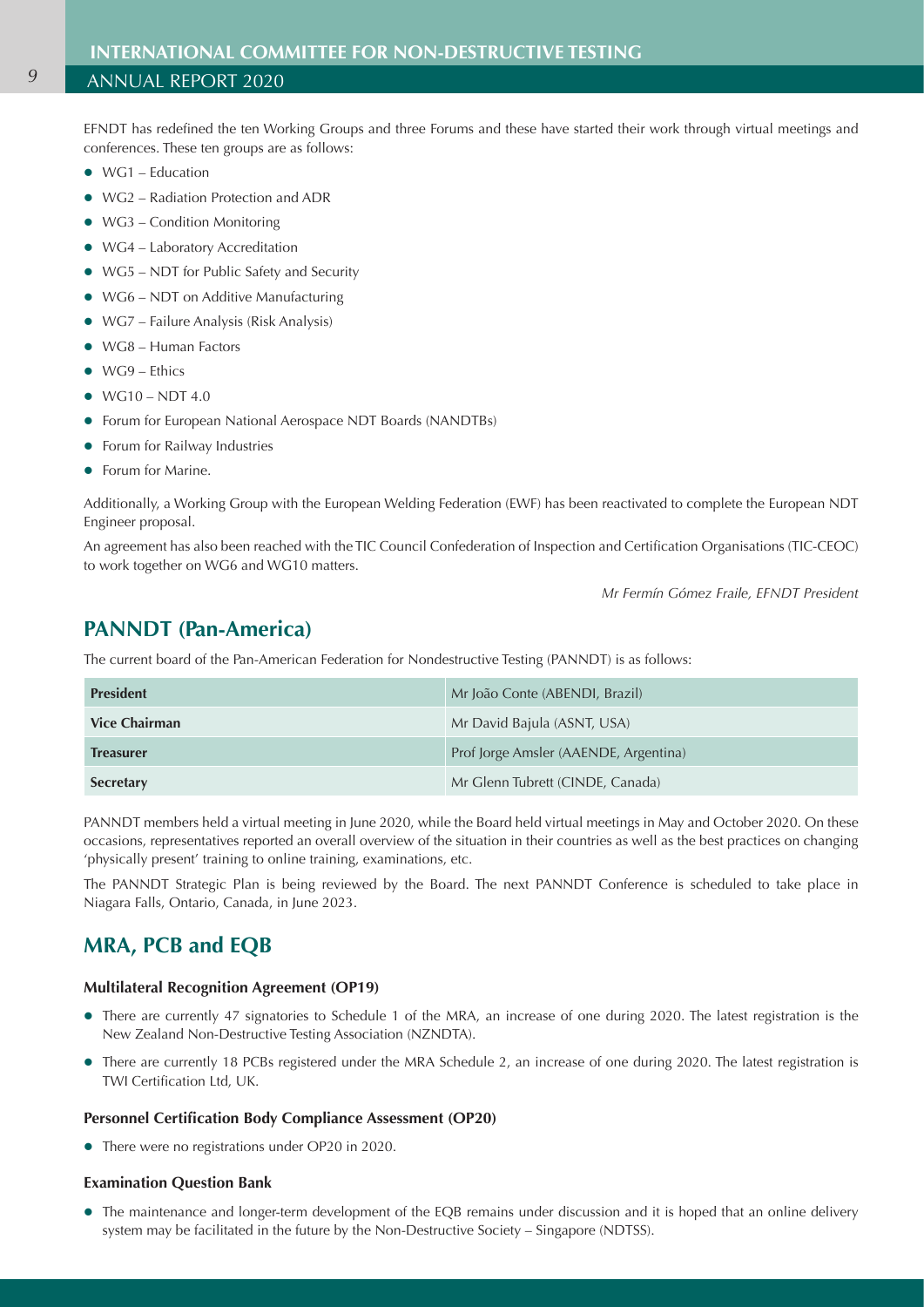EFNDT has redefined the ten Working Groups and three Forums and these have started their work through virtual meetings and conferences. These ten groups are as follows:

- WG1 – Education
- WG2 – Radiation Protection and ADR
- WG3 – Condition Monitoring
- WG4 – Laboratory Accreditation
- WG5 – NDT for Public Safety and Security
- WG6 – NDT on Additive Manufacturing
- WG7 – Failure Analysis (Risk Analysis)
- WG8 – Human Factors
- WG9 – Ethics
- WG10 – NDT 4.0
- Forum for European National Aerospace NDT Boards (NANDTBs)
- Forum for Railway Industries
- Forum for Marine.

Additionally, a Working Group with the European Welding Federation (EWF) has been reactivated to complete the European NDT Engineer proposal.

An agreement has also been reached with the TIC Council Confederation of Inspection and Certification Organisations (TIC-CEOC) to work together on WG6 and WG10 matters.

*Mr Fermín Gómez Fraile, EFNDT President*

## PANNDT (Pan-America)

The current board of the Pan-American Federation for Nondestructive Testing (PANNDT) is as follows:

| | |
|---|---|
| **President** | Mr João Conte (ABENDI, Brazil) |
| **Vice Chairman** | Mr David Bajula (ASNT, USA) |
| **Treasurer** | Prof Jorge Amsler (AAENDE, Argentina) |
| **Secretary** | Mr Glenn Tubrett (CINDE, Canada) |

PANNDT members held a virtual meeting in June 2020, while the Board held virtual meetings in May and October 2020. On these occasions, representatives reported an overall overview of the situation in their countries as well as the best practices on changing 'physically present' training to online training, examinations, etc.

The PANNDT Strategic Plan is being reviewed by the Board. The next PANNDT Conference is scheduled to take place in Niagara Falls, Ontario, Canada, in June 2023.

## MRA, PCB and EQB

### Multilateral Recognition Agreement (OP19)

- There are currently 47 signatories to Schedule 1 of the MRA, an increase of one during 2020. The latest registration is the New Zealand Non-Destructive Testing Association (NZNDTA).
- There are currently 18 PCBs registered under the MRA Schedule 2, an increase of one during 2020. The latest registration is TWI Certification Ltd, UK.

### Personnel Certification Body Compliance Assessment (OP20)

- There were no registrations under OP20 in 2020.

### Examination Question Bank

- The maintenance and longer-term development of the EQB remains under discussion and it is hoped that an online delivery system may be facilitated in the future by the Non-Destructive Society – Singapore (NDTSS).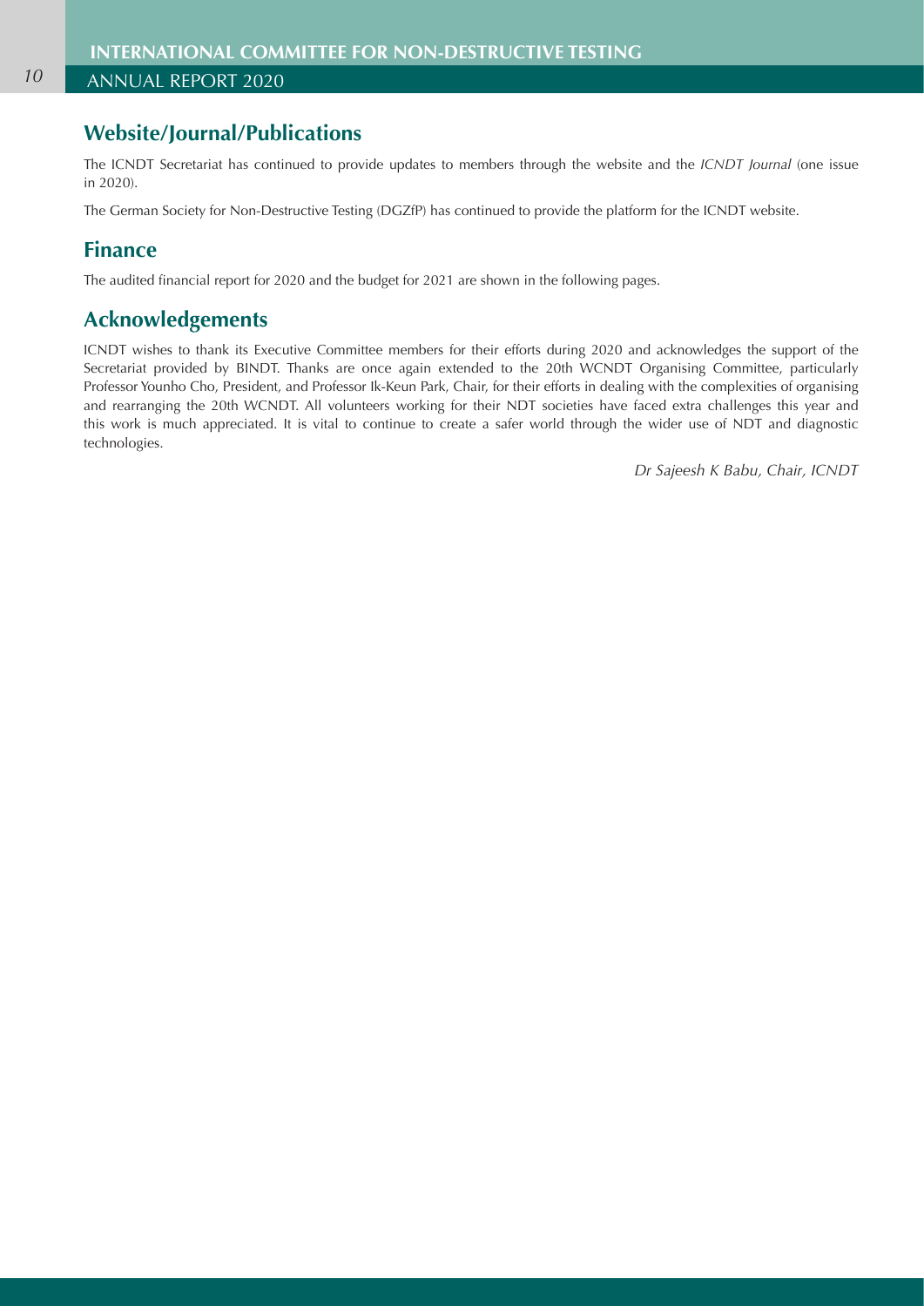## Website/Journal/Publications

The ICNDT Secretariat has continued to provide updates to members through the website and the *ICNDT Journal* (one issue in 2020).

The German Society for Non-Destructive Testing (DGZfP) has continued to provide the platform for the ICNDT website.

## Finance

The audited financial report for 2020 and the budget for 2021 are shown in the following pages.

## Acknowledgements

ICNDT wishes to thank its Executive Committee members for their efforts during 2020 and acknowledges the support of the Secretariat provided by BINDT. Thanks are once again extended to the 20th WCNDT Organising Committee, particularly Professor Younho Cho, President, and Professor Ik-Keun Park, Chair, for their efforts in dealing with the complexities of organising and rearranging the 20th WCNDT. All volunteers working for their NDT societies have faced extra challenges this year and this work is much appreciated. It is vital to continue to create a safer world through the wider use of NDT and diagnostic technologies.

*Dr Sajeesh K Babu, Chair, ICNDT*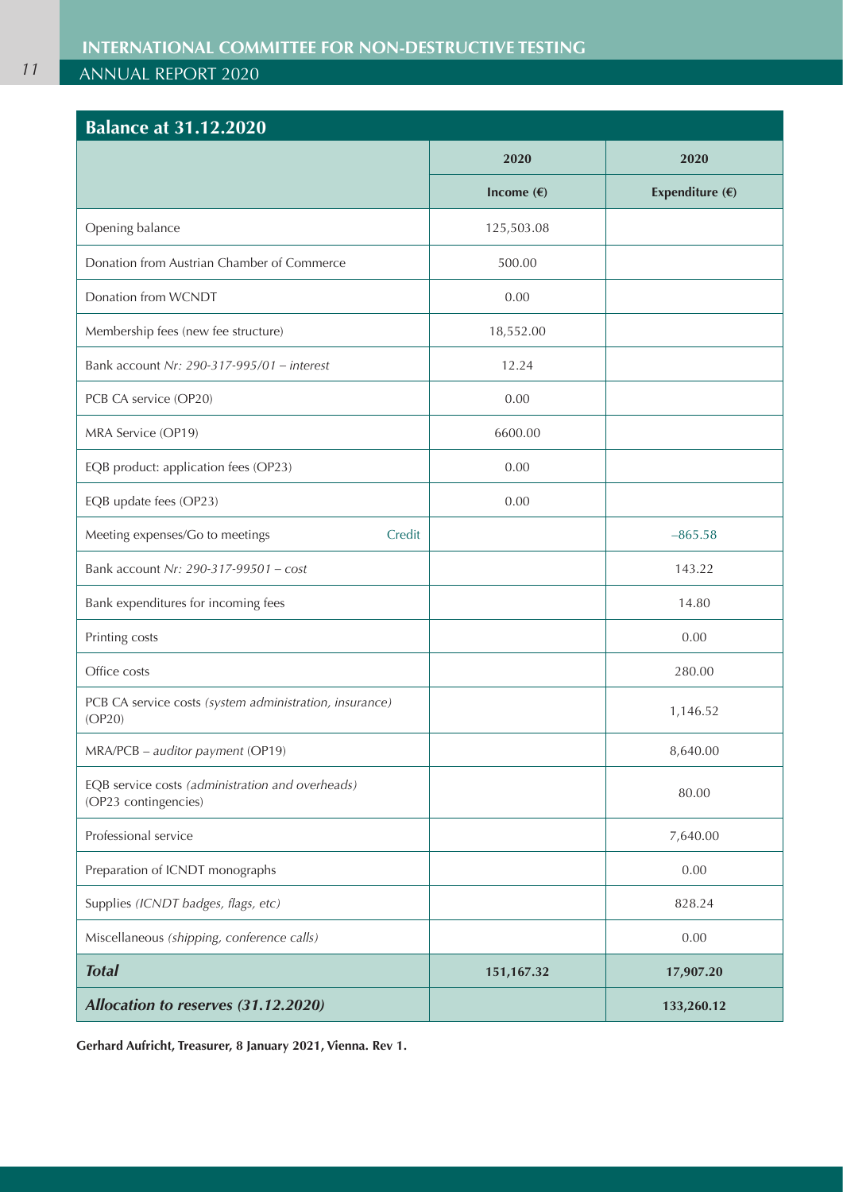## Balance at 31.12.2020

| | 2020 | 2020 |
|---|---|---|
| | **Income (€)** | **Expenditure (€)** |
| Opening balance | 125,503.08 | |
| Donation from Austrian Chamber of Commerce | 500.00 | |
| Donation from WCNDT | 0.00 | |
| Membership fees (new fee structure) | 18,552.00 | |
| Bank account *Nr: 290-317-995/01 – interest* | 12.24 | |
| PCB CA service (OP20) | 0.00 | |
| MRA Service (OP19) | 6600.00 | |
| EQB product: application fees (OP23) | 0.00 | |
| EQB update fees (OP23) | 0.00 | |
| Meeting expenses/Go to meetings — Credit | | –865.58 |
| Bank account *Nr: 290-317-99501 – cost* | | 143.22 |
| Bank expenditures for incoming fees | | 14.80 |
| Printing costs | | 0.00 |
| Office costs | | 280.00 |
| PCB CA service costs *(system administration, insurance)* (OP20) | | 1,146.52 |
| MRA/PCB – *auditor payment* (OP19) | | 8,640.00 |
| EQB service costs *(administration and overheads)* (OP23 contingencies) | | 80.00 |
| Professional service | | 7,640.00 |
| Preparation of ICNDT monographs | | 0.00 |
| Supplies *(ICNDT badges, flags, etc)* | | 828.24 |
| Miscellaneous *(shipping, conference calls)* | | 0.00 |
| ***Total*** | **151,167.32** | **17,907.20** |
| ***Allocation to reserves (31.12.2020)*** | | **133,260.12** |

**Gerhard Aufricht, Treasurer, 8 January 2021, Vienna. Rev 1.**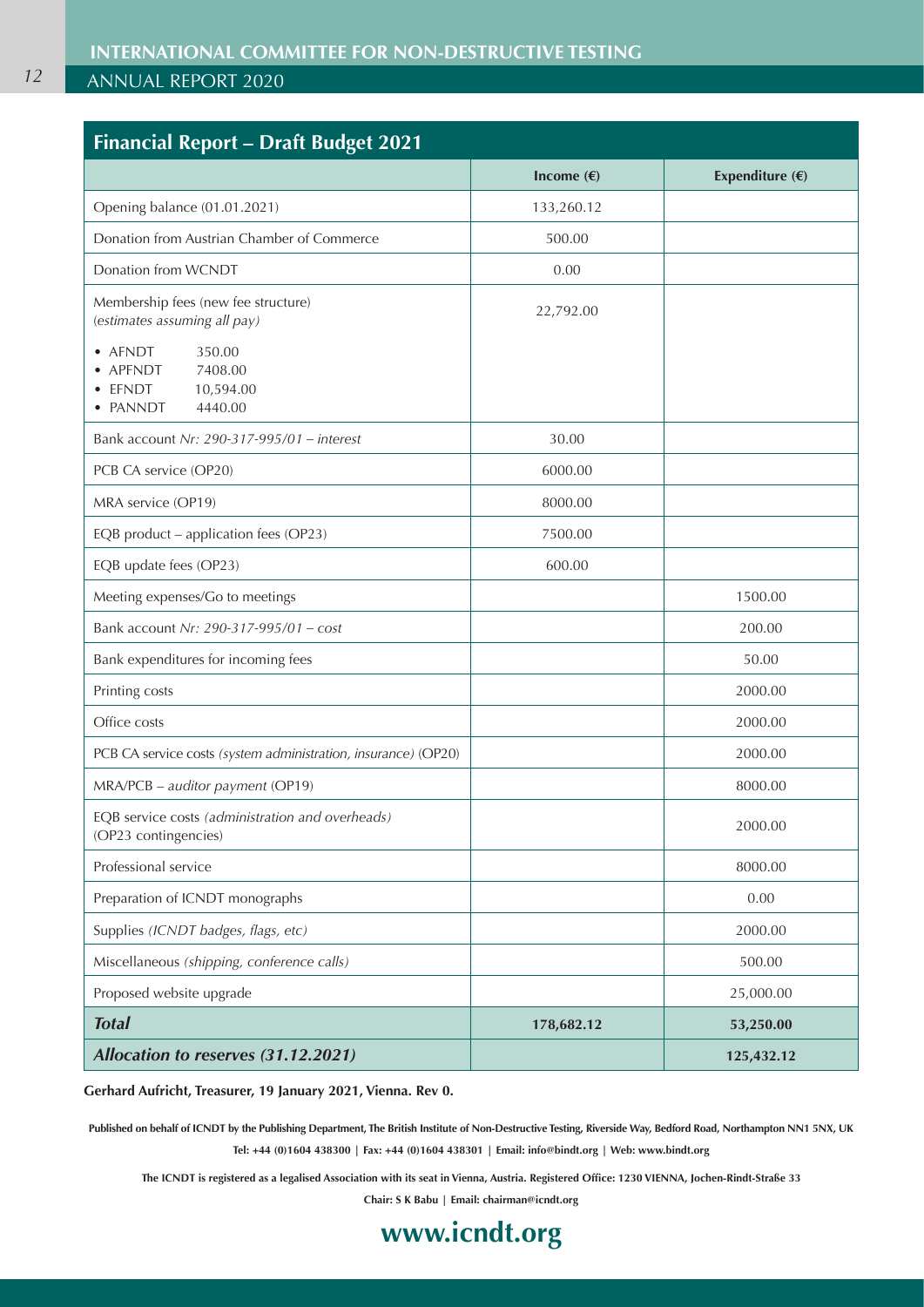## Financial Report – Draft Budget 2021

| | Income (€) | Expenditure (€) |
|---|---|---|
| Opening balance (01.01.2021) | 133,260.12 | |
| Donation from Austrian Chamber of Commerce | 500.00 | |
| Donation from WCNDT | 0.00 | |
| Membership fees (new fee structure) *(estimates assuming all pay)*<br>• AFNDT 350.00<br>• APFNDT 7408.00<br>• EFNDT 10,594.00<br>• PANNDT 4440.00 | 22,792.00 | |
| Bank account *Nr: 290-317-995/01 – interest* | 30.00 | |
| PCB CA service (OP20) | 6000.00 | |
| MRA service (OP19) | 8000.00 | |
| EQB product – application fees (OP23) | 7500.00 | |
| EQB update fees (OP23) | 600.00 | |
| Meeting expenses/Go to meetings | | 1500.00 |
| Bank account *Nr: 290-317-995/01 – cost* | | 200.00 |
| Bank expenditures for incoming fees | | 50.00 |
| Printing costs | | 2000.00 |
| Office costs | | 2000.00 |
| PCB CA service costs *(system administration, insurance)* (OP20) | | 2000.00 |
| MRA/PCB – *auditor payment* (OP19) | | 8000.00 |
| EQB service costs *(administration and overheads)* (OP23 contingencies) | | 2000.00 |
| Professional service | | 8000.00 |
| Preparation of ICNDT monographs | | 0.00 |
| Supplies *(ICNDT badges, flags, etc)* | | 2000.00 |
| Miscellaneous *(shipping, conference calls)* | | 500.00 |
| Proposed website upgrade | | 25,000.00 |
| ***Total*** | **178,682.12** | **53,250.00** |
| ***Allocation to reserves (31.12.2021)*** | | **125,432.12** |

**Gerhard Aufricht, Treasurer, 19 January 2021, Vienna. Rev 0.**

**Published on behalf of ICNDT by the Publishing Department, The British Institute of Non-Destructive Testing, Riverside Way, Bedford Road, Northampton NN1 5NX, UK**

**Tel: +44 (0)1604 438300 | Fax: +44 (0)1604 438301 | Email: info@bindt.org | Web: www.bindt.org**

**The ICNDT is registered as a legalised Association with its seat in Vienna, Austria. Registered Office: 1230 VIENNA, Jochen-Rindt-Straße 33**

**Chair: S K Babu | Email: chairman@icndt.org**

**www.icndt.org**